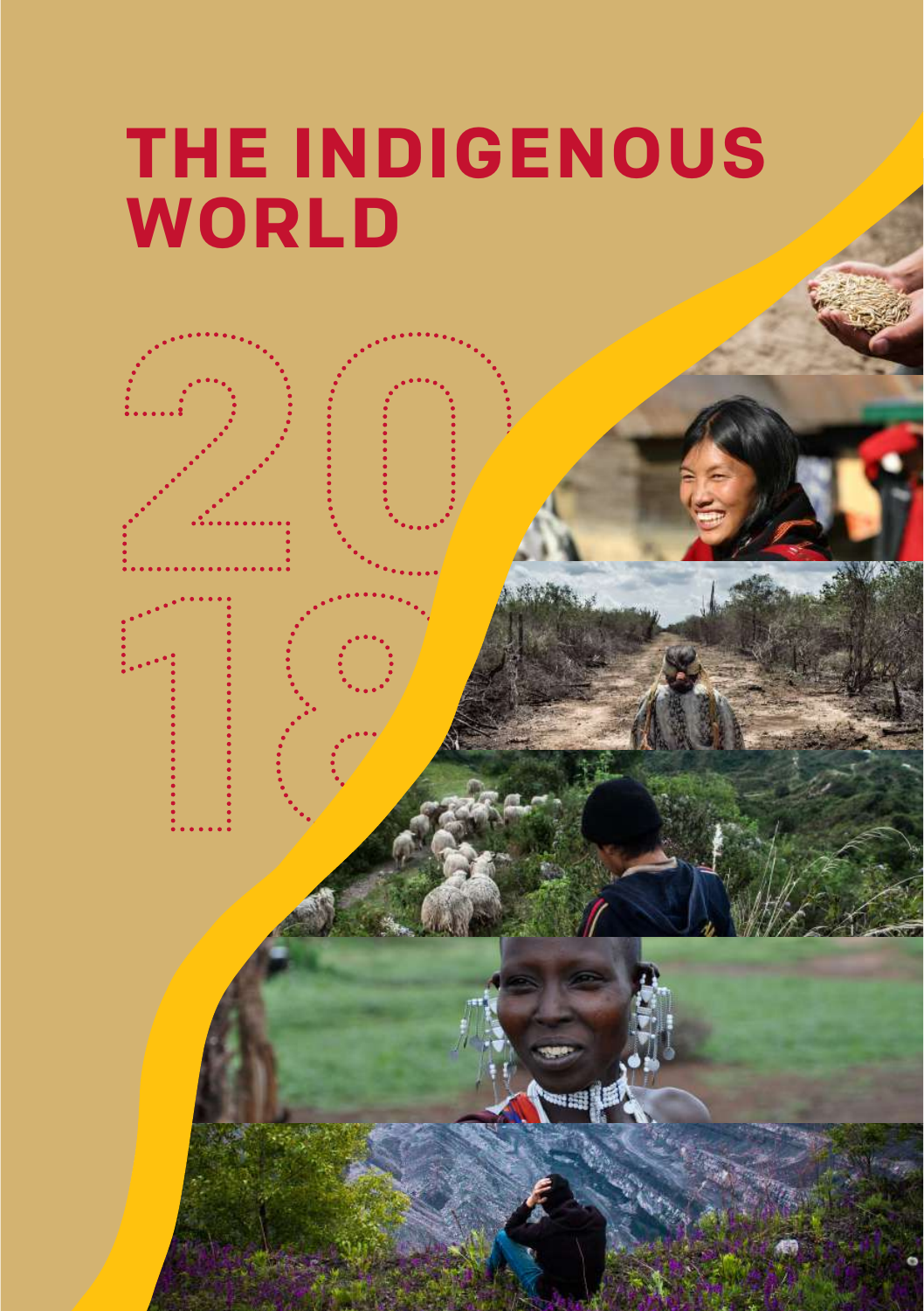# THE INDIGENOUS WORLD

2018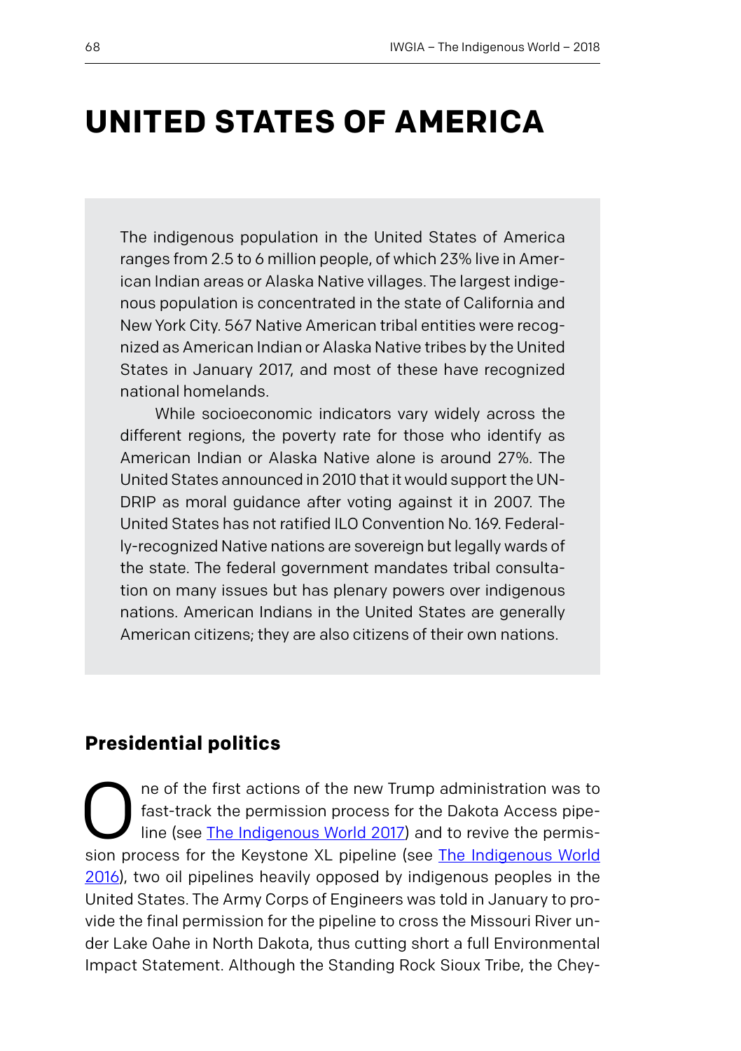# UNITED STATES OF AMERICA

The indigenous population in the United States of America ranges from 2.5 to 6 million people, of which 23% live in American Indian areas or Alaska Native villages. The largest indigenous population is concentrated in the state of California and New York City. 567 Native American tribal entities were recognized as American Indian or Alaska Native tribes by the United States in January 2017, and most of these have recognized national homelands.

While socioeconomic indicators vary widely across the different regions, the poverty rate for those who identify as American Indian or Alaska Native alone is around 27%. The United States announced in 2010 that it would support the UNDRIP as moral guidance after voting against it in 2007. The United States has not ratified ILO Convention No. 169. Federally-recognized Native nations are sovereign but legally wards of the state. The federal government mandates tribal consultation on many issues but has plenary powers over indigenous nations. American Indians in the United States are generally American citizens; they are also citizens of their own nations.

## Presidential politics

One of the first actions of the new Trump administration was to fast-track the permission process for the Dakota Access pipeline (see The Indigenous World 2017) and to revive the permission process for the Keystone XL pipeline (see The Indigenous World 2016), two oil pipelines heavily opposed by indigenous peoples in the United States. The Army Corps of Engineers was told in January to provide the final permission for the pipeline to cross the Missouri River under Lake Oahe in North Dakota, thus cutting short a full Environmental Impact Statement. Although the Standing Rock Sioux Tribe, the Chey-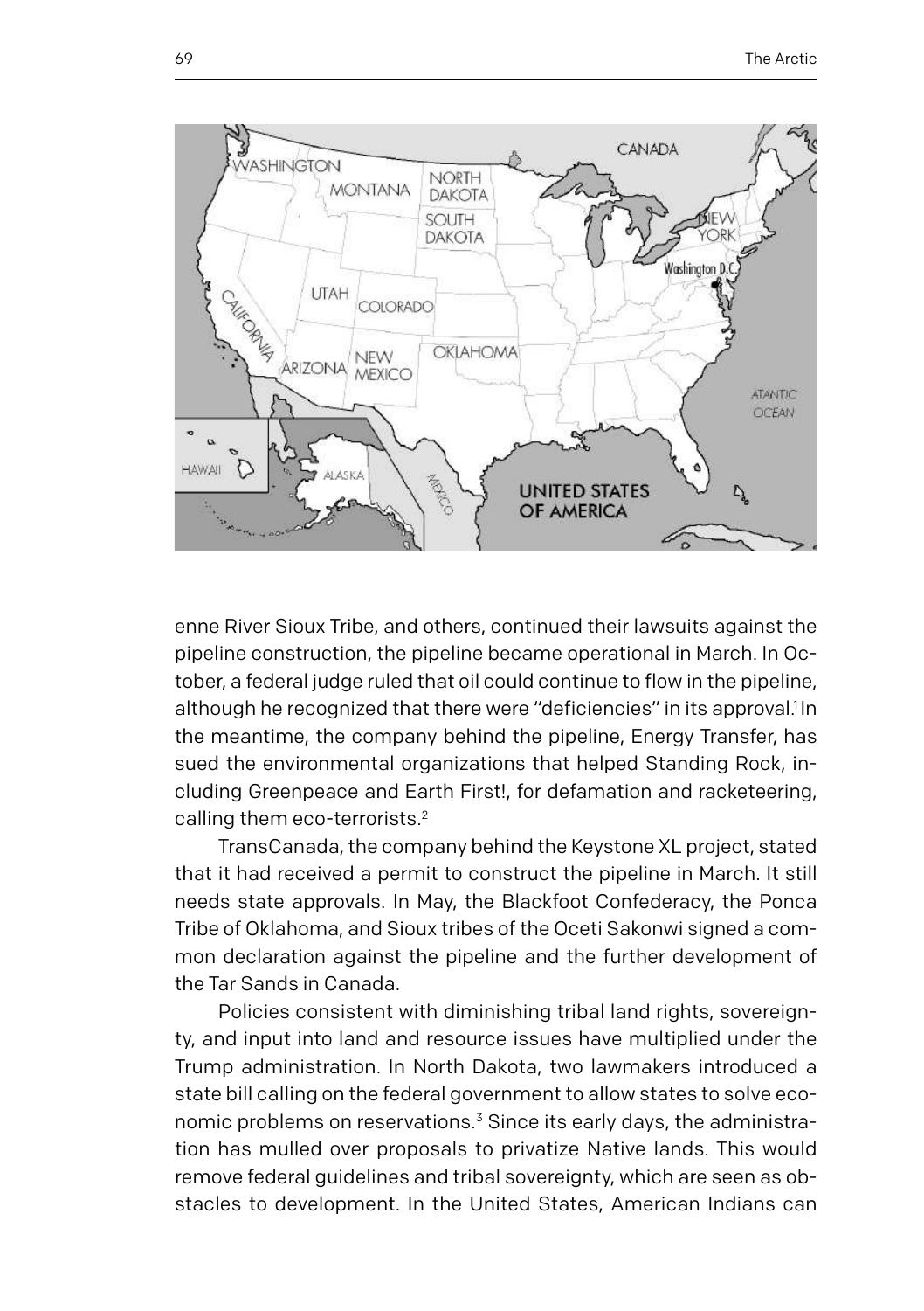enne River Sioux Tribe, and others, continued their lawsuits against the pipeline construction, the pipeline became operational in March. In October, a federal judge ruled that oil could continue to flow in the pipeline, although he recognized that there were "deficiencies" in its approval.[1] In the meantime, the company behind the pipeline, Energy Transfer, has sued the environmental organizations that helped Standing Rock, including Greenpeace and Earth First!, for defamation and racketeering, calling them eco-terrorists.[2]

TransCanada, the company behind the Keystone XL project, stated that it had received a permit to construct the pipeline in March. It still needs state approvals. In May, the Blackfoot Confederacy, the Ponca Tribe of Oklahoma, and Sioux tribes of the Oceti Sakonwi signed a common declaration against the pipeline and the further development of the Tar Sands in Canada.

Policies consistent with diminishing tribal land rights, sovereignty, and input into land and resource issues have multiplied under the Trump administration. In North Dakota, two lawmakers introduced a state bill calling on the federal government to allow states to solve economic problems on reservations.[3] Since its early days, the administration has mulled over proposals to privatize Native lands. This would remove federal guidelines and tribal sovereignty, which are seen as obstacles to development. In the United States, American Indians can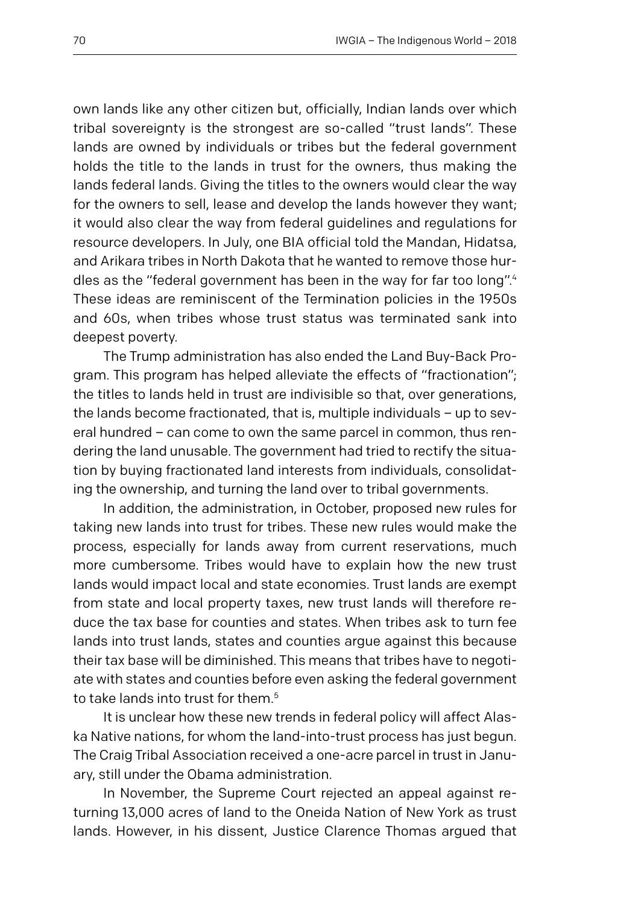own lands like any other citizen but, officially, Indian lands over which tribal sovereignty is the strongest are so-called "trust lands". These lands are owned by individuals or tribes but the federal government holds the title to the lands in trust for the owners, thus making the lands federal lands. Giving the titles to the owners would clear the way for the owners to sell, lease and develop the lands however they want; it would also clear the way from federal guidelines and regulations for resource developers. In July, one BIA official told the Mandan, Hidatsa, and Arikara tribes in North Dakota that he wanted to remove those hurdles as the "federal government has been in the way for far too long".[4] These ideas are reminiscent of the Termination policies in the 1950s and 60s, when tribes whose trust status was terminated sank into deepest poverty.

The Trump administration has also ended the Land Buy-Back Program. This program has helped alleviate the effects of "fractionation"; the titles to lands held in trust are indivisible so that, over generations, the lands become fractionated, that is, multiple individuals – up to several hundred – can come to own the same parcel in common, thus rendering the land unusable. The government had tried to rectify the situation by buying fractionated land interests from individuals, consolidating the ownership, and turning the land over to tribal governments.

In addition, the administration, in October, proposed new rules for taking new lands into trust for tribes. These new rules would make the process, especially for lands away from current reservations, much more cumbersome. Tribes would have to explain how the new trust lands would impact local and state economies. Trust lands are exempt from state and local property taxes, new trust lands will therefore reduce the tax base for counties and states. When tribes ask to turn fee lands into trust lands, states and counties argue against this because their tax base will be diminished. This means that tribes have to negotiate with states and counties before even asking the federal government to take lands into trust for them.[5]

It is unclear how these new trends in federal policy will affect Alaska Native nations, for whom the land-into-trust process has just begun. The Craig Tribal Association received a one-acre parcel in trust in January, still under the Obama administration.

In November, the Supreme Court rejected an appeal against returning 13,000 acres of land to the Oneida Nation of New York as trust lands. However, in his dissent, Justice Clarence Thomas argued that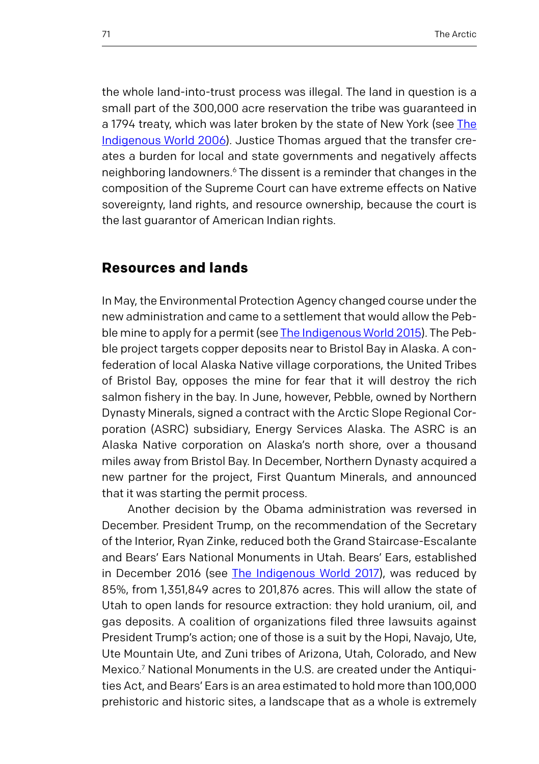the whole land-into-trust process was illegal. The land in question is a small part of the 300,000 acre reservation the tribe was guaranteed in a 1794 treaty, which was later broken by the state of New York (see The Indigenous World 2006). Justice Thomas argued that the transfer creates a burden for local and state governments and negatively affects neighboring landowners.[6] The dissent is a reminder that changes in the composition of the Supreme Court can have extreme effects on Native sovereignty, land rights, and resource ownership, because the court is the last guarantor of American Indian rights.

## Resources and lands

In May, the Environmental Protection Agency changed course under the new administration and came to a settlement that would allow the Pebble mine to apply for a permit (see The Indigenous World 2015). The Pebble project targets copper deposits near to Bristol Bay in Alaska. A confederation of local Alaska Native village corporations, the United Tribes of Bristol Bay, opposes the mine for fear that it will destroy the rich salmon fishery in the bay. In June, however, Pebble, owned by Northern Dynasty Minerals, signed a contract with the Arctic Slope Regional Corporation (ASRC) subsidiary, Energy Services Alaska. The ASRC is an Alaska Native corporation on Alaska's north shore, over a thousand miles away from Bristol Bay. In December, Northern Dynasty acquired a new partner for the project, First Quantum Minerals, and announced that it was starting the permit process.

Another decision by the Obama administration was reversed in December. President Trump, on the recommendation of the Secretary of the Interior, Ryan Zinke, reduced both the Grand Staircase-Escalante and Bears' Ears National Monuments in Utah. Bears' Ears, established in December 2016 (see The Indigenous World 2017), was reduced by 85%, from 1,351,849 acres to 201,876 acres. This will allow the state of Utah to open lands for resource extraction: they hold uranium, oil, and gas deposits. A coalition of organizations filed three lawsuits against President Trump's action; one of those is a suit by the Hopi, Navajo, Ute, Ute Mountain Ute, and Zuni tribes of Arizona, Utah, Colorado, and New Mexico.[7] National Monuments in the U.S. are created under the Antiquities Act, and Bears' Ears is an area estimated to hold more than 100,000 prehistoric and historic sites, a landscape that as a whole is extremely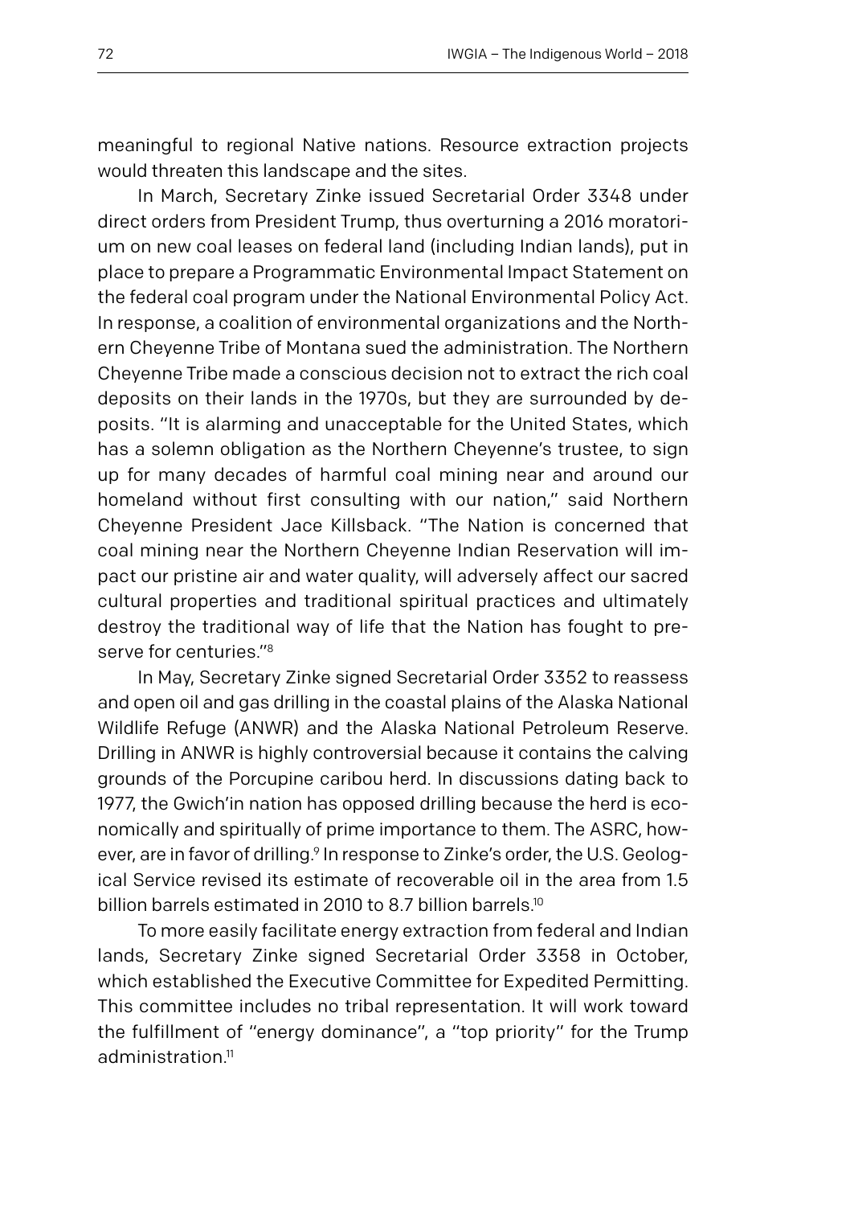meaningful to regional Native nations. Resource extraction projects would threaten this landscape and the sites.

In March, Secretary Zinke issued Secretarial Order 3348 under direct orders from President Trump, thus overturning a 2016 moratorium on new coal leases on federal land (including Indian lands), put in place to prepare a Programmatic Environmental Impact Statement on the federal coal program under the National Environmental Policy Act. In response, a coalition of environmental organizations and the Northern Cheyenne Tribe of Montana sued the administration. The Northern Cheyenne Tribe made a conscious decision not to extract the rich coal deposits on their lands in the 1970s, but they are surrounded by deposits. "It is alarming and unacceptable for the United States, which has a solemn obligation as the Northern Cheyenne's trustee, to sign up for many decades of harmful coal mining near and around our homeland without first consulting with our nation," said Northern Cheyenne President Jace Killsback. "The Nation is concerned that coal mining near the Northern Cheyenne Indian Reservation will impact our pristine air and water quality, will adversely affect our sacred cultural properties and traditional spiritual practices and ultimately destroy the traditional way of life that the Nation has fought to preserve for centuries."[8]

In May, Secretary Zinke signed Secretarial Order 3352 to reassess and open oil and gas drilling in the coastal plains of the Alaska National Wildlife Refuge (ANWR) and the Alaska National Petroleum Reserve. Drilling in ANWR is highly controversial because it contains the calving grounds of the Porcupine caribou herd. In discussions dating back to 1977, the Gwich'in nation has opposed drilling because the herd is economically and spiritually of prime importance to them. The ASRC, however, are in favor of drilling.[9] In response to Zinke's order, the U.S. Geological Service revised its estimate of recoverable oil in the area from 1.5 billion barrels estimated in 2010 to 8.7 billion barrels.[10]

To more easily facilitate energy extraction from federal and Indian lands, Secretary Zinke signed Secretarial Order 3358 in October, which established the Executive Committee for Expedited Permitting. This committee includes no tribal representation. It will work toward the fulfillment of "energy dominance", a "top priority" for the Trump administration.[11]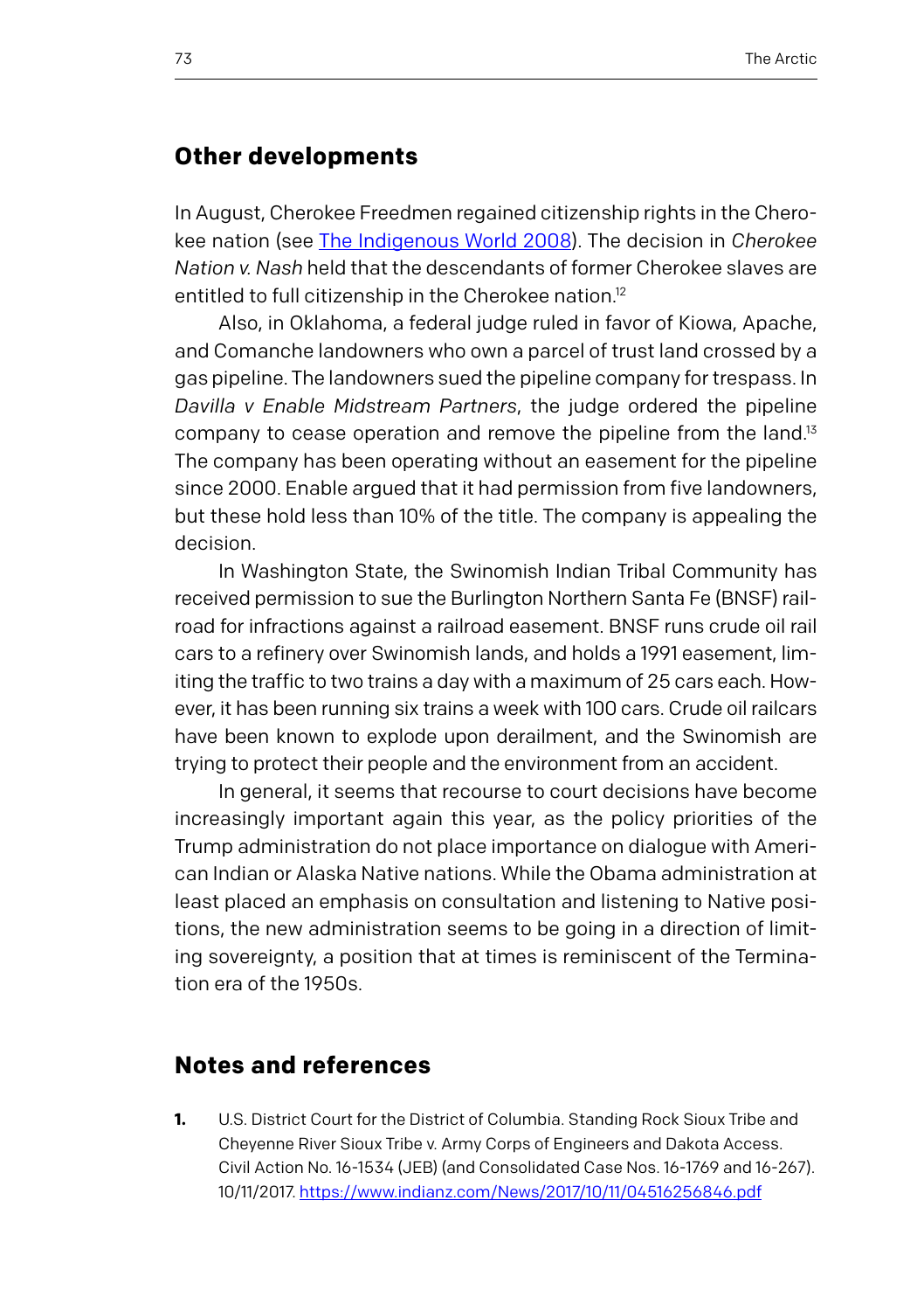## Other developments

In August, Cherokee Freedmen regained citizenship rights in the Cherokee nation (see [The Indigenous World 2008](#)). The decision in *Cherokee Nation v. Nash* held that the descendants of former Cherokee slaves are entitled to full citizenship in the Cherokee nation.[12]

Also, in Oklahoma, a federal judge ruled in favor of Kiowa, Apache, and Comanche landowners who own a parcel of trust land crossed by a gas pipeline. The landowners sued the pipeline company for trespass. In *Davilla v Enable Midstream Partners*, the judge ordered the pipeline company to cease operation and remove the pipeline from the land.[13] The company has been operating without an easement for the pipeline since 2000. Enable argued that it had permission from five landowners, but these hold less than 10% of the title. The company is appealing the decision.

In Washington State, the Swinomish Indian Tribal Community has received permission to sue the Burlington Northern Santa Fe (BNSF) railroad for infractions against a railroad easement. BNSF runs crude oil rail cars to a refinery over Swinomish lands, and holds a 1991 easement, limiting the traffic to two trains a day with a maximum of 25 cars each. However, it has been running six trains a week with 100 cars. Crude oil railcars have been known to explode upon derailment, and the Swinomish are trying to protect their people and the environment from an accident.

In general, it seems that recourse to court decisions have become increasingly important again this year, as the policy priorities of the Trump administration do not place importance on dialogue with American Indian or Alaska Native nations. While the Obama administration at least placed an emphasis on consultation and listening to Native positions, the new administration seems to be going in a direction of limiting sovereignty, a position that at times is reminiscent of the Termination era of the 1950s.

## Notes and references

1. U.S. District Court for the District of Columbia. Standing Rock Sioux Tribe and Cheyenne River Sioux Tribe v. Army Corps of Engineers and Dakota Access. Civil Action No. 16-1534 (JEB) (and Consolidated Case Nos. 16-1769 and 16-267). 10/11/2017. https://www.indianz.com/News/2017/10/11/04516256846.pdf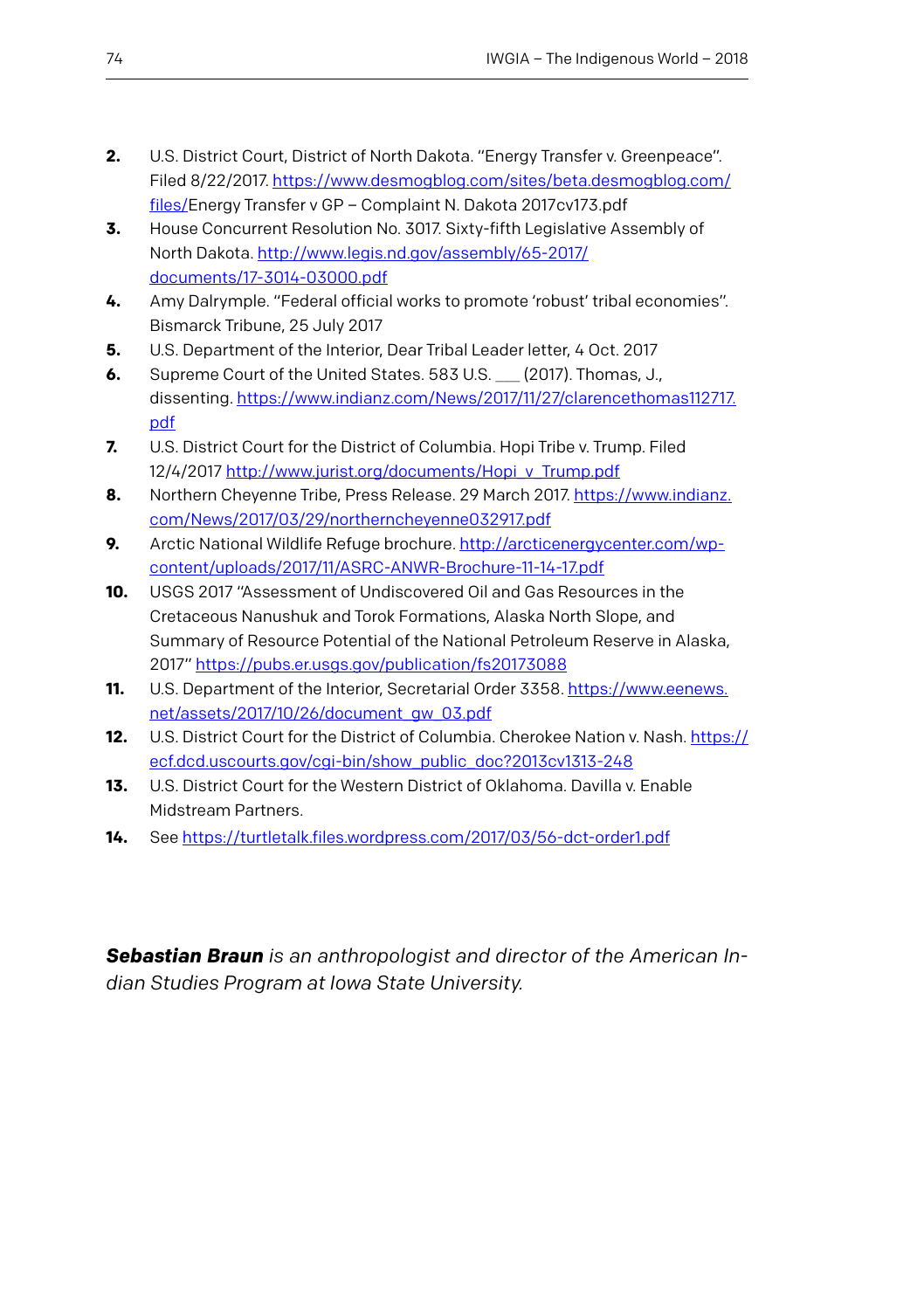2. U.S. District Court, District of North Dakota. "Energy Transfer v. Greenpeace". Filed 8/22/2017. https://www.desmogblog.com/sites/beta.desmogblog.com/files/Energy Transfer v GP – Complaint N. Dakota 2017cv173.pdf
3. House Concurrent Resolution No. 3017. Sixty-fifth Legislative Assembly of North Dakota. http://www.legis.nd.gov/assembly/65-2017/documents/17-3014-03000.pdf
4. Amy Dalrymple. "Federal official works to promote 'robust' tribal economies". Bismarck Tribune, 25 July 2017
5. U.S. Department of the Interior, Dear Tribal Leader letter, 4 Oct. 2017
6. Supreme Court of the United States. 583 U.S. ___ (2017). Thomas, J., dissenting. https://www.indianz.com/News/2017/11/27/clarencethomas112717.pdf
7. U.S. District Court for the District of Columbia. Hopi Tribe v. Trump. Filed 12/4/2017 http://www.jurist.org/documents/Hopi_v_Trump.pdf
8. Northern Cheyenne Tribe, Press Release. 29 March 2017. https://www.indianz.com/News/2017/03/29/northerncheyenne032917.pdf
9. Arctic National Wildlife Refuge brochure. http://arcticenergycenter.com/wp-content/uploads/2017/11/ASRC-ANWR-Brochure-11-14-17.pdf
10. USGS 2017 "Assessment of Undiscovered Oil and Gas Resources in the Cretaceous Nanushuk and Torok Formations, Alaska North Slope, and Summary of Resource Potential of the National Petroleum Reserve in Alaska, 2017" https://pubs.er.usgs.gov/publication/fs20173088
11. U.S. Department of the Interior, Secretarial Order 3358. https://www.eenews.net/assets/2017/10/26/document_gw_03.pdf
12. U.S. District Court for the District of Columbia. Cherokee Nation v. Nash. https://ecf.dcd.uscourts.gov/cgi-bin/show_public_doc?2013cv1313-248
13. U.S. District Court for the Western District of Oklahoma. Davilla v. Enable Midstream Partners.
14. See https://turtletalk.files.wordpress.com/2017/03/56-dct-order1.pdf

***Sebastian Braun*** *is an anthropologist and director of the American Indian Studies Program at Iowa State University.*